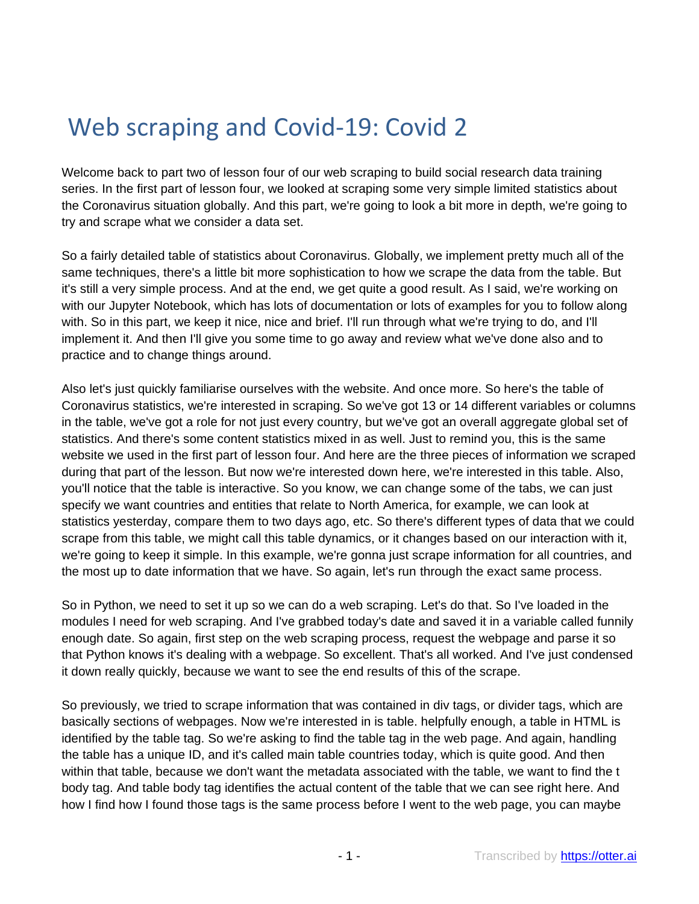# Web scraping and Covid-19: Covid 2

Welcome back to part two of lesson four of our web scraping to build social research data training series. In the first part of lesson four, we looked at scraping some very simple limited statistics about the Coronavirus situation globally. And this part, we're going to look a bit more in depth, we're going to try and scrape what we consider a data set.

So a fairly detailed table of statistics about Coronavirus. Globally, we implement pretty much all of the same techniques, there's a little bit more sophistication to how we scrape the data from the table. But it's still a very simple process. And at the end, we get quite a good result. As I said, we're working on with our Jupyter Notebook, which has lots of documentation or lots of examples for you to follow along with. So in this part, we keep it nice, nice and brief. I'll run through what we're trying to do, and I'll implement it. And then I'll give you some time to go away and review what we've done also and to practice and to change things around.

Also let's just quickly familiarise ourselves with the website. And once more. So here's the table of Coronavirus statistics, we're interested in scraping. So we've got 13 or 14 different variables or columns in the table, we've got a role for not just every country, but we've got an overall aggregate global set of statistics. And there's some content statistics mixed in as well. Just to remind you, this is the same website we used in the first part of lesson four. And here are the three pieces of information we scraped during that part of the lesson. But now we're interested down here, we're interested in this table. Also, you'll notice that the table is interactive. So you know, we can change some of the tabs, we can just specify we want countries and entities that relate to North America, for example, we can look at statistics yesterday, compare them to two days ago, etc. So there's different types of data that we could scrape from this table, we might call this table dynamics, or it changes based on our interaction with it, we're going to keep it simple. In this example, we're gonna just scrape information for all countries, and the most up to date information that we have. So again, let's run through the exact same process.

So in Python, we need to set it up so we can do a web scraping. Let's do that. So I've loaded in the modules I need for web scraping. And I've grabbed today's date and saved it in a variable called funnily enough date. So again, first step on the web scraping process, request the webpage and parse it so that Python knows it's dealing with a webpage. So excellent. That's all worked. And I've just condensed it down really quickly, because we want to see the end results of this of the scrape.

So previously, we tried to scrape information that was contained in div tags, or divider tags, which are basically sections of webpages. Now we're interested in is table. helpfully enough, a table in HTML is identified by the table tag. So we're asking to find the table tag in the web page. And again, handling the table has a unique ID, and it's called main table countries today, which is quite good. And then within that table, because we don't want the metadata associated with the table, we want to find the t body tag. And table body tag identifies the actual content of the table that we can see right here. And how I find how I found those tags is the same process before I went to the web page, you can maybe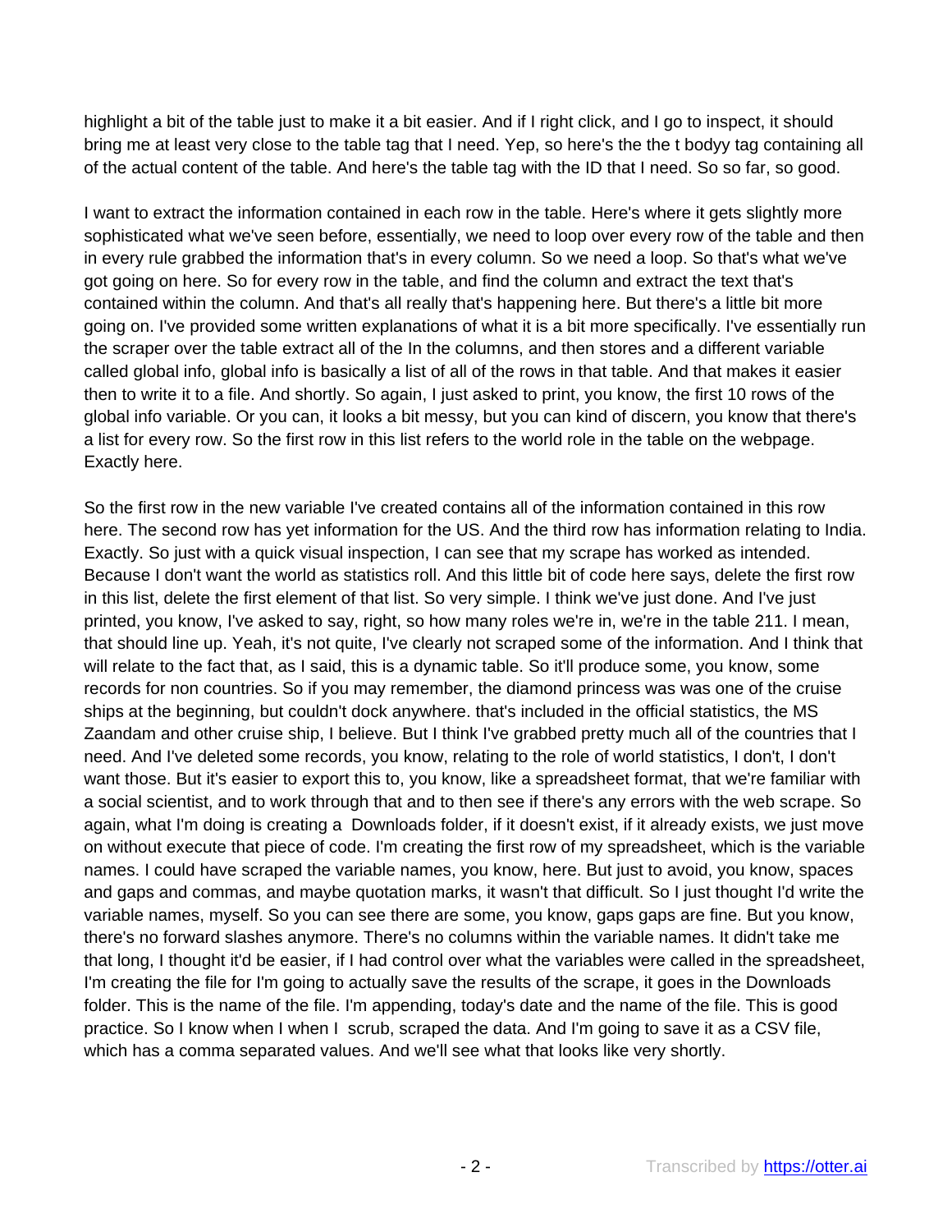highlight a bit of the table just to make it a bit easier. And if I right click, and I go to inspect, it should bring me at least very close to the table tag that I need. Yep, so here's the the t bodyy tag containing all of the actual content of the table. And here's the table tag with the ID that I need. So so far, so good.

I want to extract the information contained in each row in the table. Here's where it gets slightly more sophisticated what we've seen before, essentially, we need to loop over every row of the table and then in every rule grabbed the information that's in every column. So we need a loop. So that's what we've got going on here. So for every row in the table, and find the column and extract the text that's contained within the column. And that's all really that's happening here. But there's a little bit more going on. I've provided some written explanations of what it is a bit more specifically. I've essentially run the scraper over the table extract all of the In the columns, and then stores and a different variable called global info, global info is basically a list of all of the rows in that table. And that makes it easier then to write it to a file. And shortly. So again, I just asked to print, you know, the first 10 rows of the global info variable. Or you can, it looks a bit messy, but you can kind of discern, you know that there's a list for every row. So the first row in this list refers to the world role in the table on the webpage. Exactly here.

So the first row in the new variable I've created contains all of the information contained in this row here. The second row has yet information for the US. And the third row has information relating to India. Exactly. So just with a quick visual inspection, I can see that my scrape has worked as intended. Because I don't want the world as statistics roll. And this little bit of code here says, delete the first row in this list, delete the first element of that list. So very simple. I think we've just done. And I've just printed, you know, I've asked to say, right, so how many roles we're in, we're in the table 211. I mean, that should line up. Yeah, it's not quite, I've clearly not scraped some of the information. And I think that will relate to the fact that, as I said, this is a dynamic table. So it'll produce some, you know, some records for non countries. So if you may remember, the diamond princess was was one of the cruise ships at the beginning, but couldn't dock anywhere. that's included in the official statistics, the MS Zaandam and other cruise ship, I believe. But I think I've grabbed pretty much all of the countries that I need. And I've deleted some records, you know, relating to the role of world statistics, I don't, I don't want those. But it's easier to export this to, you know, like a spreadsheet format, that we're familiar with a social scientist, and to work through that and to then see if there's any errors with the web scrape. So again, what I'm doing is creating a Downloads folder, if it doesn't exist, if it already exists, we just move on without execute that piece of code. I'm creating the first row of my spreadsheet, which is the variable names. I could have scraped the variable names, you know, here. But just to avoid, you know, spaces and gaps and commas, and maybe quotation marks, it wasn't that difficult. So I just thought I'd write the variable names, myself. So you can see there are some, you know, gaps gaps are fine. But you know, there's no forward slashes anymore. There's no columns within the variable names. It didn't take me that long, I thought it'd be easier, if I had control over what the variables were called in the spreadsheet, I'm creating the file for I'm going to actually save the results of the scrape, it goes in the Downloads folder. This is the name of the file. I'm appending, today's date and the name of the file. This is good practice. So I know when I when I scrub, scraped the data. And I'm going to save it as a CSV file, which has a comma separated values. And we'll see what that looks like very shortly.

Transcribed by https://otter.ai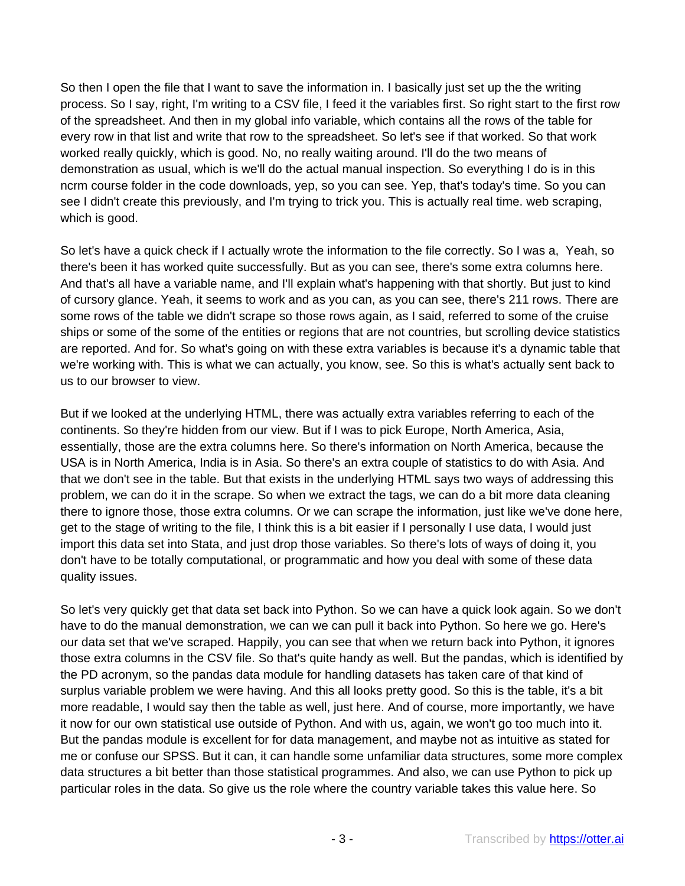So then I open the file that I want to save the information in. I basically just set up the the writing process. So I say, right, I'm writing to a CSV file, I feed it the variables first. So right start to the first row of the spreadsheet. And then in my global info variable, which contains all the rows of the table for every row in that list and write that row to the spreadsheet. So let's see if that worked. So that work worked really quickly, which is good. No, no really waiting around. I'll do the two means of demonstration as usual, which is we'll do the actual manual inspection. So everything I do is in this ncrm course folder in the code downloads, yep, so you can see. Yep, that's today's time. So you can see I didn't create this previously, and I'm trying to trick you. This is actually real time. web scraping, which is good.

So let's have a quick check if I actually wrote the information to the file correctly. So I was a,  Yeah, so there's been it has worked quite successfully. But as you can see, there's some extra columns here. And that's all have a variable name, and I'll explain what's happening with that shortly. But just to kind of cursory glance. Yeah, it seems to work and as you can, as you can see, there's 211 rows. There are some rows of the table we didn't scrape so those rows again, as I said, referred to some of the cruise ships or some of the some of the entities or regions that are not countries, but scrolling device statistics are reported. And for. So what's going on with these extra variables is because it's a dynamic table that we're working with. This is what we can actually, you know, see. So this is what's actually sent back to us to our browser to view.

But if we looked at the underlying HTML, there was actually extra variables referring to each of the continents. So they're hidden from our view. But if I was to pick Europe, North America, Asia, essentially, those are the extra columns here. So there's information on North America, because the USA is in North America, India is in Asia. So there's an extra couple of statistics to do with Asia. And that we don't see in the table. But that exists in the underlying HTML says two ways of addressing this problem, we can do it in the scrape. So when we extract the tags, we can do a bit more data cleaning there to ignore those, those extra columns. Or we can scrape the information, just like we've done here, get to the stage of writing to the file, I think this is a bit easier if I personally I use data, I would just import this data set into Stata, and just drop those variables. So there's lots of ways of doing it, you don't have to be totally computational, or programmatic and how you deal with some of these data quality issues.

So let's very quickly get that data set back into Python. So we can have a quick look again. So we don't have to do the manual demonstration, we can we can pull it back into Python. So here we go. Here's our data set that we've scraped. Happily, you can see that when we return back into Python, it ignores those extra columns in the CSV file. So that's quite handy as well. But the pandas, which is identified by the PD acronym, so the pandas data module for handling datasets has taken care of that kind of surplus variable problem we were having. And this all looks pretty good. So this is the table, it's a bit more readable, I would say then the table as well, just here. And of course, more importantly, we have it now for our own statistical use outside of Python. And with us, again, we won't go too much into it. But the pandas module is excellent for for data management, and maybe not as intuitive as stated for me or confuse our SPSS. But it can, it can handle some unfamiliar data structures, some more complex data structures a bit better than those statistical programmes. And also, we can use Python to pick up particular roles in the data. So give us the role where the country variable takes this value here. So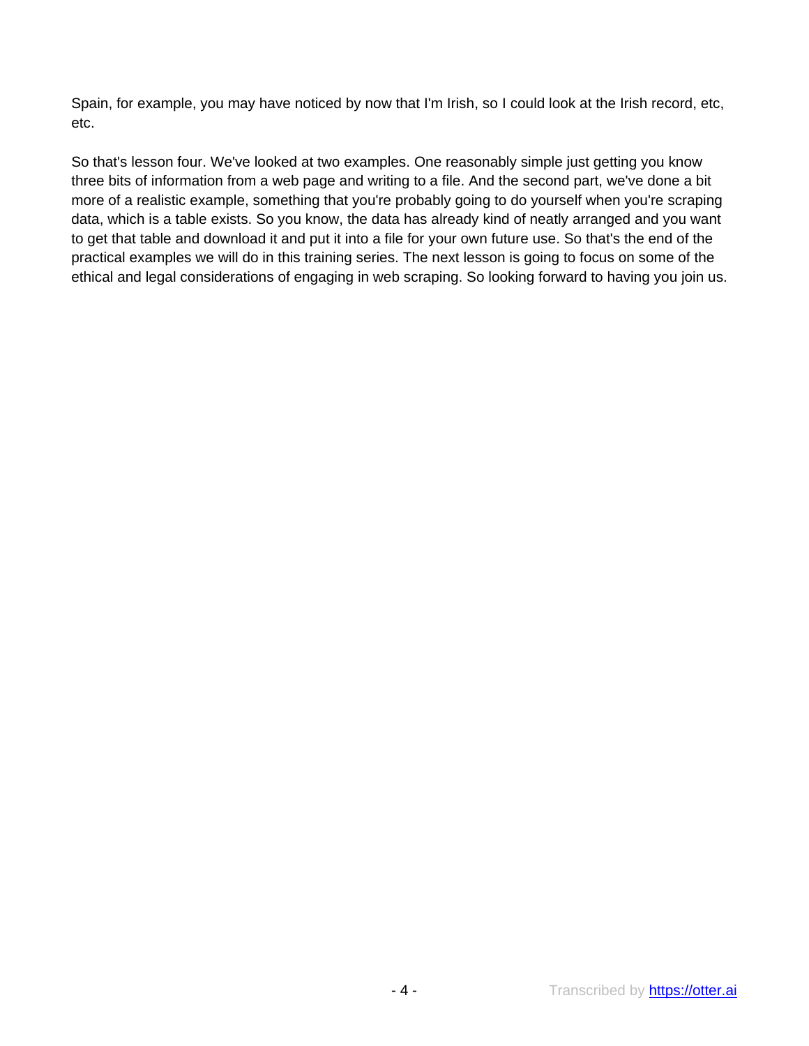Spain, for example, you may have noticed by now that I'm Irish, so I could look at the Irish record, etc, etc.

So that's lesson four. We've looked at two examples. One reasonably simple just getting you know three bits of information from a web page and writing to a file. And the second part, we've done a bit more of a realistic example, something that you're probably going to do yourself when you're scraping data, which is a table exists. So you know, the data has already kind of neatly arranged and you want to get that table and download it and put it into a file for your own future use. So that's the end of the practical examples we will do in this training series. The next lesson is going to focus on some of the ethical and legal considerations of engaging in web scraping. So looking forward to having you join us.